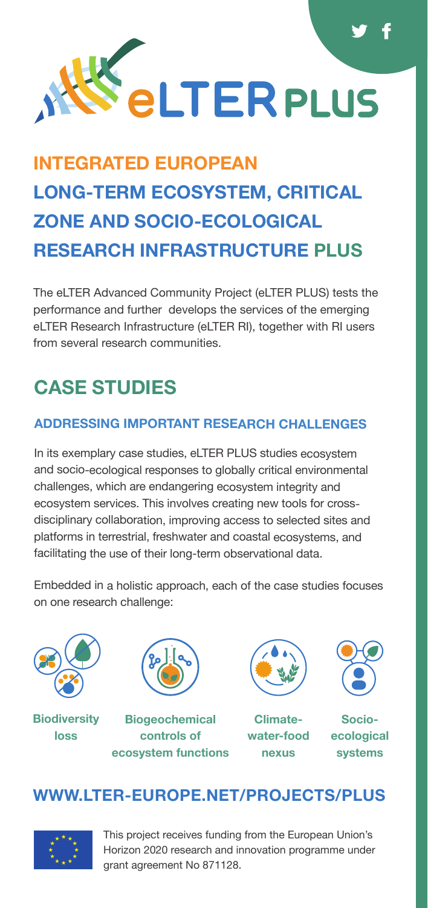# eLTER PLUS

## INTEGRATED EUROPEAN LONG-TERM ECOSYSTEM, CRITICAL ZONE AND SOCIO-ECOLOGICAL RESEARCH INFRASTRUCTURE PLUS

The eLTER Advanced Community Project (eLTER PLUS) tests the performance and further develops the services of the emerging eLTER Research Infrastructure (eLTER RI), together with RI users from several research communities.

## CASE STUDIES

### ADDRESSING IMPORTANT RESEARCH CHALLENGES

In its exemplary case studies, eLTER PLUS studies ecosystem and socio-ecological responses to globally critical environmental challenges, which are endangering ecosystem integrity and ecosystem services. This involves creating new tools for cross-disciplinary collaboration, improving access to selected sites and platforms in terrestrial, freshwater and coastal ecosystems, and facilitating the use of their long-term observational data.

Embedded in a holistic approach, each of the case studies focuses on one research challenge:

- **Biodiversity loss**
- **Biogeochemical controls of ecosystem functions**
- **Climate-water-food nexus**
- **Socio-ecological systems**

## WWW.LTER-EUROPE.NET/PROJECTS/PLUS

This project receives funding from the European Union's Horizon 2020 research and innovation programme under grant agreement No 871128.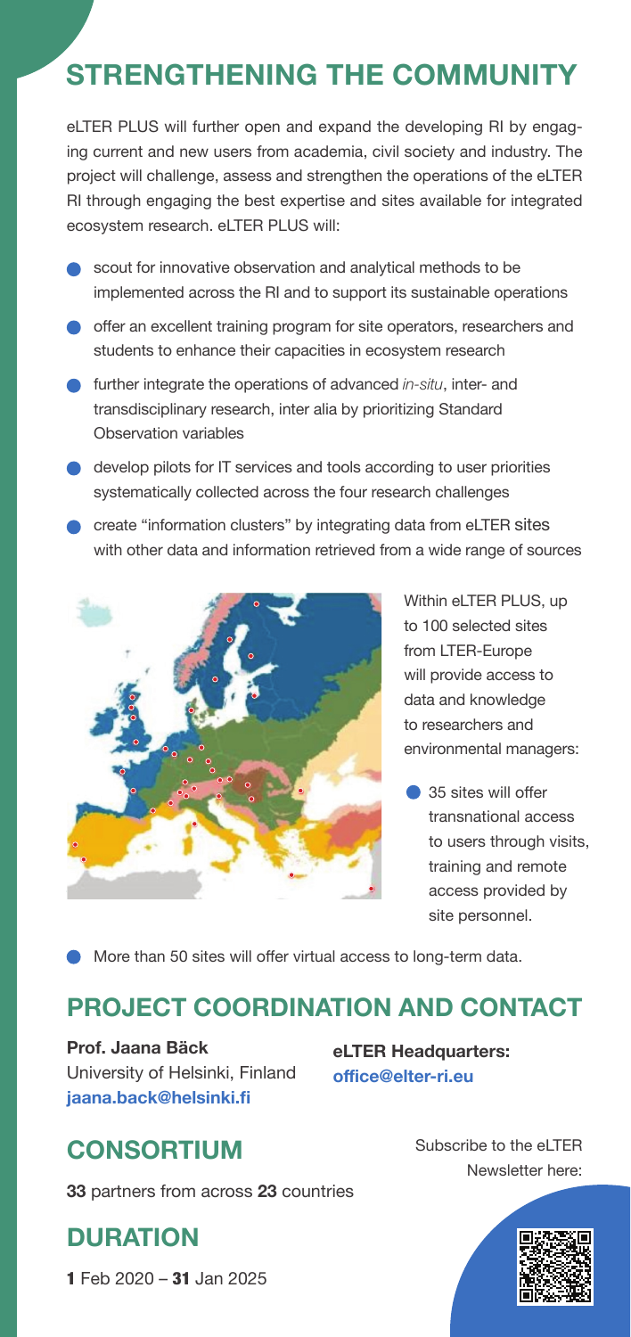## STRENGTHENING THE COMMUNITY

eLTER PLUS will further open and expand the developing RI by engaging current and new users from academia, civil society and industry. The project will challenge, assess and strengthen the operations of the eLTER RI through engaging the best expertise and sites available for integrated ecosystem research. eLTER PLUS will:

- scout for innovative observation and analytical methods to be implemented across the RI and to support its sustainable operations
- offer an excellent training program for site operators, researchers and students to enhance their capacities in ecosystem research
- further integrate the operations of advanced *in-situ*, inter- and transdisciplinary research, inter alia by prioritizing Standard Observation variables
- develop pilots for IT services and tools according to user priorities systematically collected across the four research challenges
- create "information clusters" by integrating data from eLTER sites with other data and information retrieved from a wide range of sources

Within eLTER PLUS, up to 100 selected sites from LTER-Europe will provide access to data and knowledge to researchers and environmental managers:

- 35 sites will offer transnational access to users through visits, training and remote access provided by site personnel.
- More than 50 sites will offer virtual access to long-term data.

## PROJECT COORDINATION AND CONTACT

**Prof. Jaana Bäck**
University of Helsinki, Finland
**jaana.back@helsinki.fi**

**eLTER Headquarters:**
**office@elter-ri.eu**

## CONSORTIUM

**33** partners from across **23** countries

## DURATION

**1** Feb 2020 – **31** Jan 2025

Subscribe to the eLTER Newsletter here: